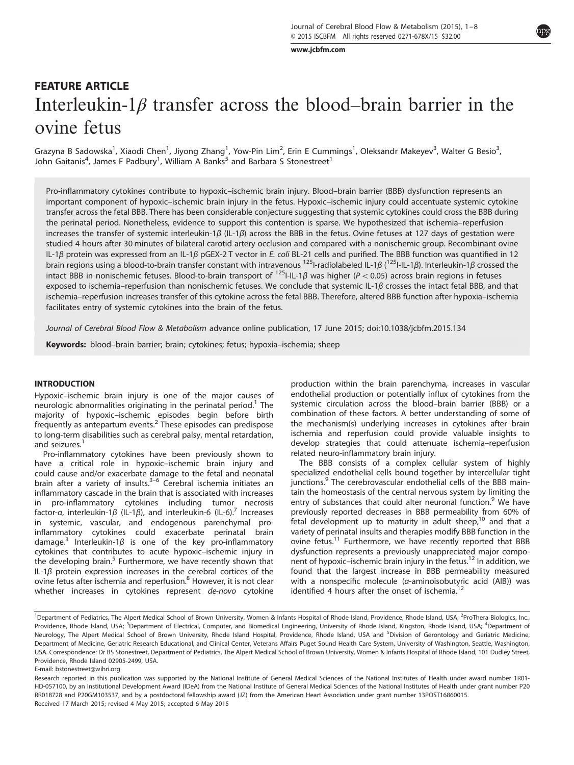FEATURE ARTICLE

# Interleukin-1$\beta$ transfer across the blood–brain barrier in the ovine fetus

Grazyna B Sadowska[1], Xiaodi Chen[1], Jiyong Zhang[1], Yow-Pin Lim[2], Erin E Cummings[1], Oleksandr Makeyev[3], Walter G Besio[3], John Gaitanis[4], James F Padbury[1], William A Banks[5] and Barbara S Stonestreet[1]

Pro-inflammatory cytokines contribute to hypoxic–ischemic brain injury. Blood–brain barrier (BBB) dysfunction represents an important component of hypoxic–ischemic brain injury in the fetus. Hypoxic–ischemic injury could accentuate systemic cytokine transfer across the fetal BBB. There has been considerable conjecture suggesting that systemic cytokines could cross the BBB during the perinatal period. Nonetheless, evidence to support this contention is sparse. We hypothesized that ischemia–reperfusion increases the transfer of systemic interleukin-1$\beta$ (IL-1$\beta$) across the BBB in the fetus. Ovine fetuses at 127 days of gestation were studied 4 hours after 30 minutes of bilateral carotid artery occlusion and compared with a nonischemic group. Recombinant ovine IL-1$\beta$ protein was expressed from an IL-1$\beta$ pGEX-2 T vector in *E. coli* BL-21 cells and purified. The BBB function was quantified in 12 brain regions using a blood-to-brain transfer constant with intravenous $^{125}$I-radiolabeled IL-1$\beta$ ($^{125}$I-IL-1$\beta$). Interleukin-1$\beta$ crossed the intact BBB in nonischemic fetuses. Blood-to-brain transport of $^{125}$I-IL-1$\beta$ was higher ($P < 0.05$) across brain regions in fetuses exposed to ischemia–reperfusion than nonischemic fetuses. We conclude that systemic IL-1$\beta$ crosses the intact fetal BBB, and that ischemia–reperfusion increases transfer of this cytokine across the fetal BBB. Therefore, altered BBB function after hypoxia–ischemia facilitates entry of systemic cytokines into the brain of the fetus.

*Journal of Cerebral Blood Flow & Metabolism* advance online publication, 17 June 2015; doi:10.1038/jcbfm.2015.134

**Keywords:** blood–brain barrier; brain; cytokines; fetus; hypoxia–ischemia; sheep

## INTRODUCTION

Hypoxic–ischemic brain injury is one of the major causes of neurologic abnormalities originating in the perinatal period.[1] The majority of hypoxic–ischemic episodes begin before birth frequently as antepartum events.[2] These episodes can predispose to long-term disabilities such as cerebral palsy, mental retardation, and seizures.[1]

Pro-inflammatory cytokines have been previously shown to have a critical role in hypoxic–ischemic brain injury and could cause and/or exacerbate damage to the fetal and neonatal brain after a variety of insults.[3–6] Cerebral ischemia initiates an inflammatory cascade in the brain that is associated with increases in pro-inflammatory cytokines including tumor necrosis factor-$\alpha$, interleukin-1$\beta$ (IL-1$\beta$), and interleukin-6 (IL-6).[7] Increases in systemic, vascular, and endogenous parenchymal pro-inflammatory cytokines could exacerbate perinatal brain damage.[3] Interleukin-1$\beta$ is one of the key pro-inflammatory cytokines that contributes to acute hypoxic–ischemic injury in the developing brain.[5] Furthermore, we have recently shown that IL-1$\beta$ protein expression increases in the cerebral cortices of the ovine fetus after ischemia and reperfusion.[8] However, it is not clear whether increases in cytokines represent *de-novo* cytokine production within the brain parenchyma, increases in vascular endothelial production or potentially influx of cytokines from the systemic circulation across the blood–brain barrier (BBB) or a combination of these factors. A better understanding of some of the mechanism(s) underlying increases in cytokines after brain ischemia and reperfusion could provide valuable insights to develop strategies that could attenuate ischemia–reperfusion related neuro-inflammatory brain injury.

The BBB consists of a complex cellular system of highly specialized endothelial cells bound together by intercellular tight junctions.[9] The cerebrovascular endothelial cells of the BBB maintain the homeostasis of the central nervous system by limiting the entry of substances that could alter neuronal function.[9] We have previously reported decreases in BBB permeability from 60% of fetal development up to maturity in adult sheep,[10] and that a variety of perinatal insults and therapies modify BBB function in the ovine fetus.[11] Furthermore, we have recently reported that BBB dysfunction represents a previously unappreciated major component of hypoxic–ischemic brain injury in the fetus.[12] In addition, we found that the largest increase in BBB permeability measured with a nonspecific molecule ($\alpha$-aminoisobutyric acid (AIB)) was identified 4 hours after the onset of ischemia.[12]

[1]Department of Pediatrics, The Alpert Medical School of Brown University, Women & Infants Hospital of Rhode Island, Providence, Rhode Island, USA; [2]ProThera Biologics, Inc., Providence, Rhode Island, USA; [3]Department of Electrical, Computer, and Biomedical Engineering, University of Rhode Island, Kingston, Rhode Island, USA; [4]Department of Neurology, The Alpert Medical School of Brown University, Rhode Island Hospital, Providence, Rhode Island, USA and [5]Division of Gerontology and Geriatric Medicine, Department of Medicine, Geriatric Research Educational, and Clinical Center, Veterans Affairs Puget Sound Health Care System, University of Washington, Seattle, Washington, USA. Correspondence: Dr BS Stonestreet, Department of Pediatrics, The Alpert Medical School of Brown University, Women & Infants Hospital of Rhode Island, 101 Dudley Street, Providence, Rhode Island 02905-2499, USA.
E-mail: bstonestreet@wihri.org

Research reported in this publication was supported by the National Institute of General Medical Sciences of the National Institutes of Health under award number 1R01-HD-057100, by an Institutional Development Award (IDeA) from the National Institute of General Medical Sciences of the National Institutes of Health under grant number P20 RR018728 and P20GM103537, and by a postdoctoral fellowship award (JZ) from the American Heart Association under grant number 13POST16860015.
Received 17 March 2015; revised 4 May 2015; accepted 6 May 2015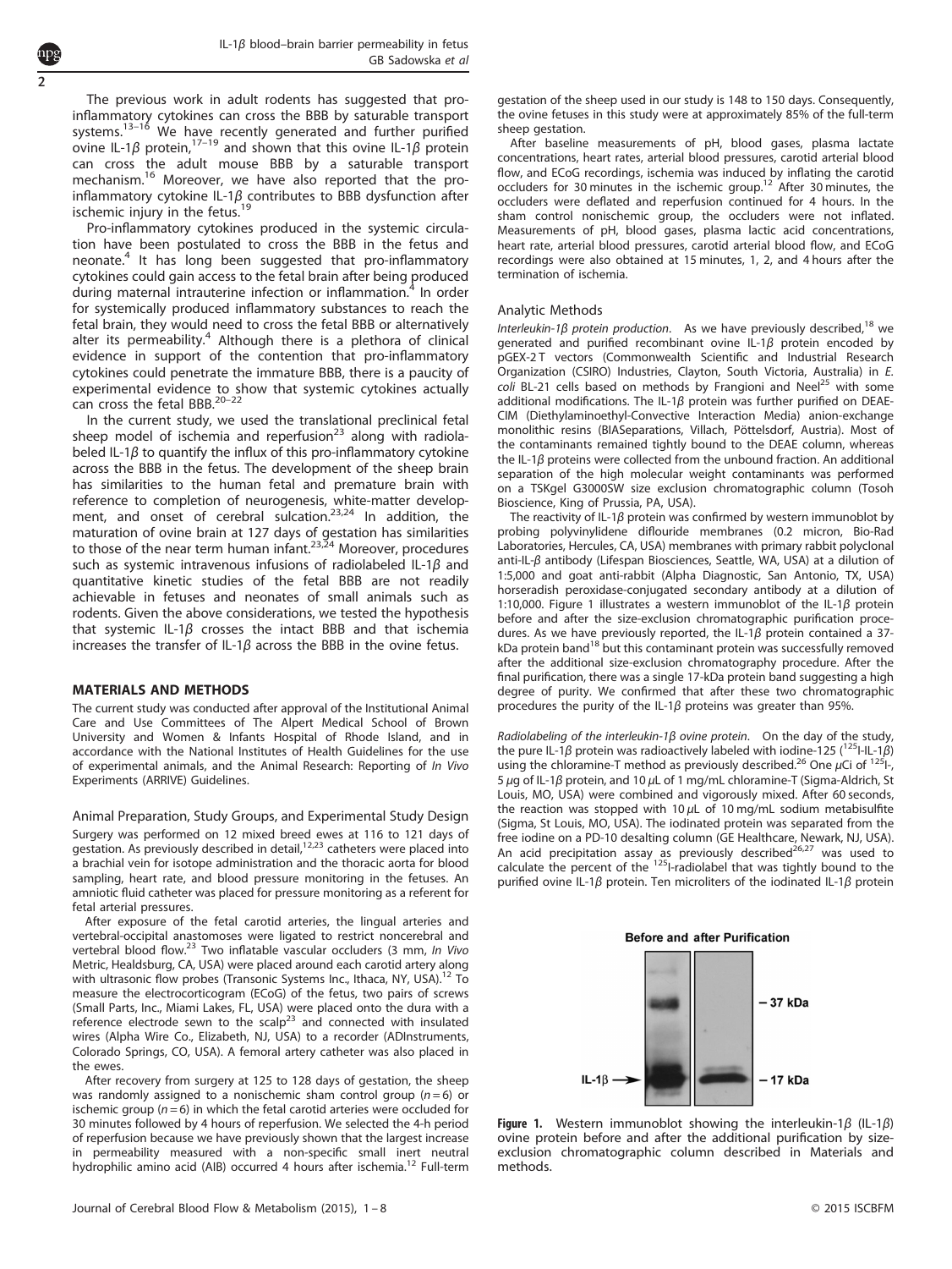The previous work in adult rodents has suggested that pro-inflammatory cytokines can cross the BBB by saturable transport systems.[13–16] We have recently generated and further purified ovine IL-1$\beta$ protein,[17–19] and shown that this ovine IL-1$\beta$ protein can cross the adult mouse BBB by a saturable transport mechanism.[16] Moreover, we have also reported that the pro-inflammatory cytokine IL-1$\beta$ contributes to BBB dysfunction after ischemic injury in the fetus.[19]

Pro-inflammatory cytokines produced in the systemic circulation have been postulated to cross the BBB in the fetus and neonate.[4] It has long been suggested that pro-inflammatory cytokines could gain access to the fetal brain after being produced during maternal intrauterine infection or inflammation.[4] In order for systemically produced inflammatory substances to reach the fetal brain, they would need to cross the fetal BBB or alternatively alter its permeability.[4] Although there is a plethora of clinical evidence in support of the contention that pro-inflammatory cytokines could penetrate the immature BBB, there is a paucity of experimental evidence to show that systemic cytokines actually can cross the fetal BBB.[20–22]

In the current study, we used the translational preclinical fetal sheep model of ischemia and reperfusion[23] along with radiolabeled IL-1$\beta$ to quantify the influx of this pro-inflammatory cytokine across the BBB in the fetus. The development of the sheep brain has similarities to the human fetal and premature brain with reference to completion of neurogenesis, white-matter development, and onset of cerebral sulcation.[23,24] In addition, the maturation of ovine brain at 127 days of gestation has similarities to those of the near term human infant.[23,24] Moreover, procedures such as systemic intravenous infusions of radiolabeled IL-1$\beta$ and quantitative kinetic studies of the fetal BBB are not readily achievable in fetuses and neonates of small animals such as rodents. Given the above considerations, we tested the hypothesis that systemic IL-1$\beta$ crosses the intact BBB and that ischemia increases the transfer of IL-1$\beta$ across the BBB in the ovine fetus.

## MATERIALS AND METHODS

The current study was conducted after approval of the Institutional Animal Care and Use Committees of The Alpert Medical School of Brown University and Women & Infants Hospital of Rhode Island, and in accordance with the National Institutes of Health Guidelines for the use of experimental animals, and the Animal Research: Reporting of *In Vivo* Experiments (ARRIVE) Guidelines.

### Animal Preparation, Study Groups, and Experimental Study Design

Surgery was performed on 12 mixed breed ewes at 116 to 121 days of gestation. As previously described in detail,[12,23] catheters were placed into a brachial vein for isotope administration and the thoracic aorta for blood sampling, heart rate, and blood pressure monitoring in the fetuses. An amniotic fluid catheter was placed for pressure monitoring as a referent for fetal arterial pressures.

After exposure of the fetal carotid arteries, the lingual arteries and vertebral-occipital anastomoses were ligated to restrict noncerebral and vertebral blood flow.[23] Two inflatable vascular occluders (3 mm, *In Vivo* Metric, Healdsburg, CA, USA) were placed around each carotid artery along with ultrasonic flow probes (Transonic Systems Inc., Ithaca, NY, USA).[12] To measure the electrocorticogram (ECoG) of the fetus, two pairs of screws (Small Parts, Inc., Miami Lakes, FL, USA) were placed onto the dura with a reference electrode sewn to the scalp[23] and connected with insulated wires (Alpha Wire Co., Elizabeth, NJ, USA) to a recorder (ADInstruments, Colorado Springs, CO, USA). A femoral artery catheter was also placed in the ewes.

After recovery from surgery at 125 to 128 days of gestation, the sheep was randomly assigned to a nonischemic sham control group ($n = 6$) or ischemic group ($n = 6$) in which the fetal carotid arteries were occluded for 30 minutes followed by 4 hours of reperfusion. We selected the 4-h period of reperfusion because we have previously shown that the largest increase in permeability measured with a non-specific small inert neutral hydrophilic amino acid (AIB) occurred 4 hours after ischemia.[12] Full-term gestation of the sheep used in our study is 148 to 150 days. Consequently, the ovine fetuses in this study were at approximately 85% of the full-term sheep gestation.

After baseline measurements of pH, blood gases, plasma lactate concentrations, heart rates, arterial blood pressures, carotid arterial blood flow, and ECoG recordings, ischemia was induced by inflating the carotid occluders for 30 minutes in the ischemic group.[12] After 30 minutes, the occluders were deflated and reperfusion continued for 4 hours. In the sham control nonischemic group, the occluders were not inflated. Measurements of pH, blood gases, plasma lactic acid concentrations, heart rate, arterial blood pressures, carotid arterial blood flow, and ECoG recordings were also obtained at 15 minutes, 1, 2, and 4 hours after the termination of ischemia.

### Analytic Methods

*Interleukin-1$\beta$ protein production.* As we have previously described,[18] we generated and purified recombinant ovine IL-1$\beta$ protein encoded by pGEX-2 T vectors (Commonwealth Scientific and Industrial Research Organization (CSIRO) Industries, Clayton, South Victoria, Australia) in *E. coli* BL-21 cells based on methods by Frangioni and Neel[25] with some additional modifications. The IL-1$\beta$ protein was further purified on DEAE-CIM (Diethylaminoethyl-Convective Interaction Media) anion-exchange monolithic resins (BIASeparations, Villach, Pöttelsdorf, Austria). Most of the contaminants remained tightly bound to the DEAE column, whereas the IL-1$\beta$ proteins were collected from the unbound fraction. An additional separation of the high molecular weight contaminants was performed on a TSKgel G3000SW size exclusion chromatographic column (Tosoh Bioscience, King of Prussia, PA, USA).

The reactivity of IL-1$\beta$ protein was confirmed by western immunoblot by probing polyvinylidene diflouride membranes (0.2 micron, Bio-Rad Laboratories, Hercules, CA, USA) membranes with primary rabbit polyclonal anti-IL-$\beta$ antibody (Lifespan Biosciences, Seattle, WA, USA) at a dilution of 1:5,000 and goat anti-rabbit (Alpha Diagnostic, San Antonio, TX, USA) horseradish peroxidase-conjugated secondary antibody at a dilution of 1:10,000. Figure 1 illustrates a western immunoblot of the IL-1$\beta$ protein before and after the size-exclusion chromatographic purification procedures. As we have previously reported, the IL-1$\beta$ protein contained a 37-kDa protein band[18] but this contaminant protein was successfully removed after the additional size-exclusion chromatography procedure. After the final purification, there was a single 17-kDa protein band suggesting a high degree of purity. We confirmed that after these two chromatographic procedures the purity of the IL-1$\beta$ proteins was greater than 95%.

*Radiolabeling of the interleukin-1$\beta$ ovine protein.* On the day of the study, the pure IL-1$\beta$ protein was radioactively labeled with iodine-125 ($^{125}$I-IL-1$\beta$) using the chloramine-T method as previously described.[26] One $\mu$Ci of $^{125}$I-, 5 $\mu$g of IL-1$\beta$ protein, and 10 $\mu$L of 1 mg/mL chloramine-T (Sigma-Aldrich, St Louis, MO, USA) were combined and vigorously mixed. After 60 seconds, the reaction was stopped with 10 $\mu$L of 10 mg/mL sodium metabisulfite (Sigma, St Louis, MO, USA). The iodinated protein was separated from the free iodine on a PD-10 desalting column (GE Healthcare, Newark, NJ, USA). An acid precipitation assay as previously described[26,27] was used to calculate the percent of the $^{125}$I-radiolabel that was tightly bound to the purified ovine IL-1$\beta$ protein. Ten microliters of the iodinated IL-1$\beta$ protein

**Figure 1.** Western immunoblot showing the interleukin-1$\beta$ (IL-1$\beta$) ovine protein before and after the additional purification by size-exclusion chromatographic column described in Materials and methods.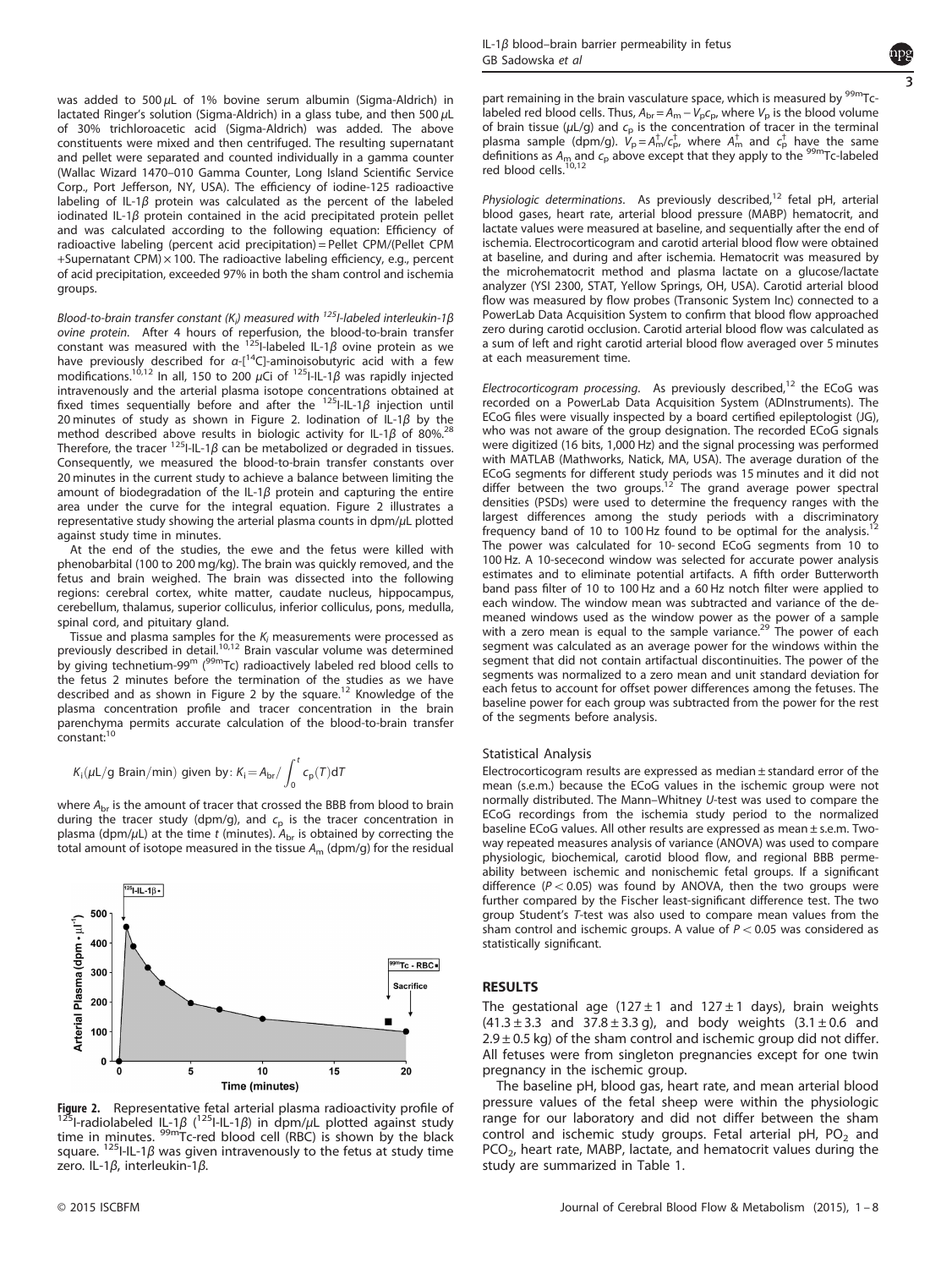was added to 500 μL of 1% bovine serum albumin (Sigma-Aldrich) in lactated Ringer's solution (Sigma-Aldrich) in a glass tube, and then 500 μL of 30% trichloroacetic acid (Sigma-Aldrich) was added. The above constituents were mixed and then centrifuged. The resulting supernatant and pellet were separated and counted individually in a gamma counter (Wallac Wizard 1470–010 Gamma Counter, Long Island Scientific Service Corp., Port Jefferson, NY, USA). The efficiency of iodine-125 radioactive labeling of IL-1β protein was calculated as the percent of the labeled iodinated IL-1β protein contained in the acid precipitated protein pellet and was calculated according to the following equation: Efficiency of radioactive labeling (percent acid precipitation) = Pellet CPM/(Pellet CPM + Supernatant CPM) × 100. The radioactive labeling efficiency, e.g., percent of acid precipitation, exceeded 97% in both the sham control and ischemia groups.

*Blood-to-brain transfer constant ($K_i$) measured with $^{125}$I-labeled interleukin-1β ovine protein.* After 4 hours of reperfusion, the blood-to-brain transfer constant was measured with the $^{125}$I-labeled IL-1β ovine protein as we have previously described for α-[$^{14}$C]-aminoisobutyric acid with a few modifications.[10,12] In all, 150 to 200 μCi of $^{125}$I-IL-1β was rapidly injected intravenously and the arterial plasma isotope concentrations obtained at fixed times sequentially before and after the $^{125}$I-IL-1β injection until 20 minutes of study as shown in Figure 2. Iodination of IL-1β by the method described above results in biologic activity for IL-1β of 80%.[28] Therefore, the tracer $^{125}$I-IL-1β can be metabolized or degraded in tissues. Consequently, we measured the blood-to-brain transfer constants over 20 minutes in the current study to achieve a balance between limiting the amount of biodegradation of the IL-1β protein and capturing the entire area under the curve for the integral equation. Figure 2 illustrates a representative study showing the arterial plasma counts in dpm/μL plotted against study time in minutes.

At the end of the studies, the ewe and the fetus were killed with phenobarbital (100 to 200 mg/kg). The brain was quickly removed, and the fetus and brain weighed. The brain was dissected into the following regions: cerebral cortex, white matter, caudate nucleus, hippocampus, cerebellum, thalamus, superior colliculus, inferior colliculus, pons, medulla, spinal cord, and pituitary gland.

Tissue and plasma samples for the $K_i$ measurements were processed as previously described in detail.[10,12] Brain vascular volume was determined by giving technetium-99$^m$ ($^{99m}$Tc) radioactively labeled red blood cells to the fetus 2 minutes before the termination of the studies as we have described and as shown in Figure 2 by the square.[12] Knowledge of the plasma concentration profile and tracer concentration in the brain parenchyma permits accurate calculation of the blood-to-brain transfer constant:[10]

$$K_i(\mu\text{L/g Brain/min}) \text{ given by: } K_i = A_{br} / \int_0^t c_p(T)dT$$

where $A_{br}$ is the amount of tracer that crossed the BBB from blood to brain during the tracer study (dpm/g), and $c_p$ is the tracer concentration in plasma (dpm/μL) at the time $t$ (minutes). $A_{br}$ is obtained by correcting the total amount of isotope measured in the tissue $A_m$ (dpm/g) for the residual part remaining in the brain vasculature space, which is measured by $^{99m}$Tc-labeled red blood cells. Thus, $A_{br} = A_m - V_p c_p$, where $V_p$ is the blood volume of brain tissue (μL/g) and $c_p$ is the concentration of tracer in the terminal plasma sample (dpm/g). $V_p = A_m^{\dagger}/c_p^{\dagger}$, where $A_m^{\dagger}$ and $c_p^{\dagger}$ have the same definitions as $A_m$ and $c_p$ above except that they apply to the $^{99m}$Tc-labeled red blood cells.[10,12]

**Figure 2.** Representative fetal arterial plasma radioactivity profile of $^{125}$I-radiolabeled IL-1β ($^{125}$I-IL-1β) in dpm/μL plotted against study time in minutes. $^{99m}$Tc-red blood cell (RBC) is shown by the black square. $^{125}$I-IL-1β was given intravenously to the fetus at study time zero. IL-1β, interleukin-1β.

*Physiologic determinations.* As previously described,[12] fetal pH, arterial blood gases, heart rate, arterial blood pressure (MABP) hematocrit, and lactate values were measured at baseline, and sequentially after the end of ischemia. Electrocorticogram and carotid arterial blood flow were obtained at baseline, and during and after ischemia. Hematocrit was measured by the microhematocrit method and plasma lactate on a glucose/lactate analyzer (YSI 2300, STAT, Yellow Springs, OH, USA). Carotid arterial blood flow was measured by flow probes (Transonic System Inc) connected to a PowerLab Data Acquisition System to confirm that blood flow approached zero during carotid occlusion. Carotid arterial blood flow was calculated as a sum of left and right carotid arterial blood flow averaged over 5 minutes at each measurement time.

*Electrocorticogram processing.* As previously described,[12] the ECoG was recorded on a PowerLab Data Acquisition System (ADInstruments). The ECoG files were visually inspected by a board certified epileptologist (JG), who was not aware of the group designation. The recorded ECoG signals were digitized (16 bits, 1,000 Hz) and the signal processing was performed with MATLAB (Mathworks, Natick, MA, USA). The average duration of the ECoG segments for different study periods was 15 minutes and it did not differ between the two groups.[12] The grand average power spectral densities (PSDs) were used to determine the frequency ranges with the largest differences among the study periods with a discriminatory frequency band of 10 to 100 Hz found to be optimal for the analysis.[12] The power was calculated for 10-second ECoG segments from 10 to 100 Hz. A 10-sececond window was selected for accurate power analysis estimates and to eliminate potential artifacts. A fifth order Butterworth band pass filter of 10 to 100 Hz and a 60 Hz notch filter were applied to each window. The window mean was subtracted and variance of the de-meaned windows used as the window power as the power of a sample with a zero mean is equal to the sample variance.[29] The power of each segment was calculated as an average power for the windows within the segment that did not contain artifactual discontinuities. The power of the segments was normalized to a zero mean and unit standard deviation for each fetus to account for offset power differences among the fetuses. The baseline power for each group was subtracted from the power for the rest of the segments before analysis.

### Statistical Analysis

Electrocorticogram results are expressed as median ± standard error of the mean (s.e.m.) because the ECoG values in the ischemic group were not normally distributed. The Mann–Whitney *U*-test was used to compare the ECoG recordings from the ischemia study period to the normalized baseline ECoG values. All other results are expressed as mean ± s.e.m. Two-way repeated measures analysis of variance (ANOVA) was used to compare physiologic, biochemical, carotid blood flow, and regional BBB permeability between ischemic and nonischemic fetal groups. If a significant difference ($P < 0.05$) was found by ANOVA, then the two groups were further compared by the Fischer least-significant difference test. The two group Student's *T*-test was also used to compare mean values from the sham control and ischemic groups. A value of $P < 0.05$ was considered as statistically significant.

## RESULTS

The gestational age (127 ± 1 and 127 ± 1 days), brain weights (41.3 ± 3.3 and 37.8 ± 3.3 g), and body weights (3.1 ± 0.6 and 2.9 ± 0.5 kg) of the sham control and ischemic group did not differ. All fetuses were from singleton pregnancies except for one twin pregnancy in the ischemic group.

The baseline pH, blood gas, heart rate, and mean arterial blood pressure values of the fetal sheep were within the physiologic range for our laboratory and did not differ between the sham control and ischemic study groups. Fetal arterial pH, $PO_2$ and $PCO_2$, heart rate, MABP, lactate, and hematocrit values during the study are summarized in Table 1.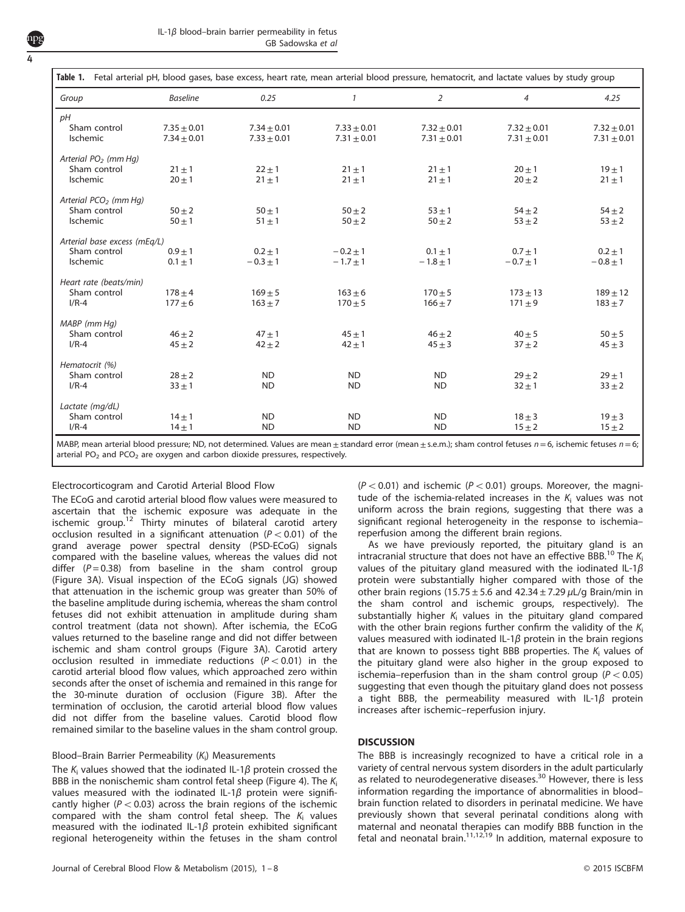**Table 1.** Fetal arterial pH, blood gases, base excess, heart rate, mean arterial blood pressure, hematocrit, and lactate values by study group

| Group | Baseline | 0.25 | 1 | 2 | 4 | 4.25 |
|---|---|---|---|---|---|---|
| *pH* | | | | | | |
| Sham control | 7.35 ± 0.01 | 7.34 ± 0.01 | 7.33 ± 0.01 | 7.32 ± 0.01 | 7.32 ± 0.01 | 7.32 ± 0.01 |
| Ischemic | 7.34 ± 0.01 | 7.33 ± 0.01 | 7.31 ± 0.01 | 7.31 ± 0.01 | 7.31 ± 0.01 | 7.31 ± 0.01 |
| *Arterial $PO_2$ (mm Hg)* | | | | | | |
| Sham control | 21 ± 1 | 22 ± 1 | 21 ± 1 | 21 ± 1 | 20 ± 1 | 19 ± 1 |
| Ischemic | 20 ± 1 | 21 ± 1 | 21 ± 1 | 21 ± 1 | 20 ± 2 | 21 ± 1 |
| *Arterial $PCO_2$ (mm Hg)* | | | | | | |
| Sham control | 50 ± 2 | 50 ± 1 | 50 ± 2 | 53 ± 1 | 54 ± 2 | 54 ± 2 |
| Ischemic | 50 ± 1 | 51 ± 1 | 50 ± 2 | 50 ± 2 | 53 ± 2 | 53 ± 2 |
| *Arterial base excess (mEq/L)* | | | | | | |
| Sham control | 0.9 ± 1 | 0.2 ± 1 | −0.2 ± 1 | 0.1 ± 1 | 0.7 ± 1 | 0.2 ± 1 |
| Ischemic | 0.1 ± 1 | −0.3 ± 1 | −1.7 ± 1 | −1.8 ± 1 | −0.7 ± 1 | −0.8 ± 1 |
| *Heart rate (beats/min)* | | | | | | |
| Sham control | 178 ± 4 | 169 ± 5 | 163 ± 6 | 170 ± 5 | 173 ± 13 | 189 ± 12 |
| I/R-4 | 177 ± 6 | 163 ± 7 | 170 ± 5 | 166 ± 7 | 171 ± 9 | 183 ± 7 |
| *MABP (mm Hg)* | | | | | | |
| Sham control | 46 ± 2 | 47 ± 1 | 45 ± 1 | 46 ± 2 | 40 ± 5 | 50 ± 5 |
| I/R-4 | 45 ± 2 | 42 ± 2 | 42 ± 1 | 45 ± 3 | 37 ± 2 | 45 ± 3 |
| *Hematocrit (%)* | | | | | | |
| Sham control | 28 ± 2 | ND | ND | ND | 29 ± 2 | 29 ± 1 |
| I/R-4 | 33 ± 1 | ND | ND | ND | 32 ± 1 | 33 ± 2 |
| *Lactate (mg/dL)* | | | | | | |
| Sham control | 14 ± 1 | ND | ND | ND | 18 ± 3 | 19 ± 3 |
| I/R-4 | 14 ± 1 | ND | ND | ND | 15 ± 2 | 15 ± 2 |

MABP, mean arterial blood pressure; ND, not determined. Values are mean ± standard error (mean ± s.e.m.); sham control fetuses $n = 6$, ischemic fetuses $n = 6$; arterial $PO_2$ and $PCO_2$ are oxygen and carbon dioxide pressures, respectively.

Electrocorticogram and Carotid Arterial Blood Flow

The ECoG and carotid arterial blood flow values were measured to ascertain that the ischemic exposure was adequate in the ischemic group.[12] Thirty minutes of bilateral carotid artery occlusion resulted in a significant attenuation ($P < 0.01$) of the grand average power spectral density (PSD-ECoG) signals compared with the baseline values, whereas the values did not differ ($P = 0.38$) from baseline in the sham control group (Figure 3A). Visual inspection of the ECoG signals (JG) showed that attenuation in the ischemic group was greater than 50% of the baseline amplitude during ischemia, whereas the sham control fetuses did not exhibit attenuation in amplitude during sham control treatment (data not shown). After ischemia, the ECoG values returned to the baseline range and did not differ between ischemic and sham control groups (Figure 3A). Carotid artery occlusion resulted in immediate reductions ($P < 0.01$) in the carotid arterial blood flow values, which approached zero within seconds after the onset of ischemia and remained in this range for the 30-minute duration of occlusion (Figure 3B). After the termination of occlusion, the carotid arterial blood flow values did not differ from the baseline values. Carotid blood flow remained similar to the baseline values in the sham control group.

Blood–Brain Barrier Permeability ($K_i$) Measurements

The $K_i$ values showed that the iodinated IL-1$\beta$ protein crossed the BBB in the nonischemic sham control fetal sheep (Figure 4). The $K_i$ values measured with the iodinated IL-1$\beta$ protein were significantly higher ($P < 0.03$) across the brain regions of the ischemic compared with the sham control fetal sheep. The $K_i$ values measured with the iodinated IL-1$\beta$ protein exhibited significant regional heterogeneity within the fetuses in the sham control ($P < 0.01$) and ischemic ($P < 0.01$) groups. Moreover, the magnitude of the ischemia-related increases in the $K_i$ values was not uniform across the brain regions, suggesting that there was a significant regional heterogeneity in the response to ischemia–reperfusion among the different brain regions.

As we have previously reported, the pituitary gland is an intracranial structure that does not have an effective BBB.[10] The $K_i$ values of the pituitary gland measured with the iodinated IL-1$\beta$ protein were substantially higher compared with those of the other brain regions (15.75 ± 5.6 and 42.34 ± 7.29 $\mu$L/g Brain/min in the sham control and ischemic groups, respectively). The substantially higher $K_i$ values in the pituitary gland compared with the other brain regions further confirm the validity of the $K_i$ values measured with iodinated IL-1$\beta$ protein in the brain regions that are known to possess tight BBB properties. The $K_i$ values of the pituitary gland were also higher in the group exposed to ischemia–reperfusion than in the sham control group ($P < 0.05$) suggesting that even though the pituitary gland does not possess a tight BBB, the permeability measured with IL-1$\beta$ protein increases after ischemic–reperfusion injury.

## DISCUSSION

The BBB is increasingly recognized to have a critical role in a variety of central nervous system disorders in the adult particularly as related to neurodegenerative diseases.[30] However, there is less information regarding the importance of abnormalities in blood–brain function related to disorders in perinatal medicine. We have previously shown that several perinatal conditions along with maternal and neonatal therapies can modify BBB function in the fetal and neonatal brain.[11,12,19] In addition, maternal exposure to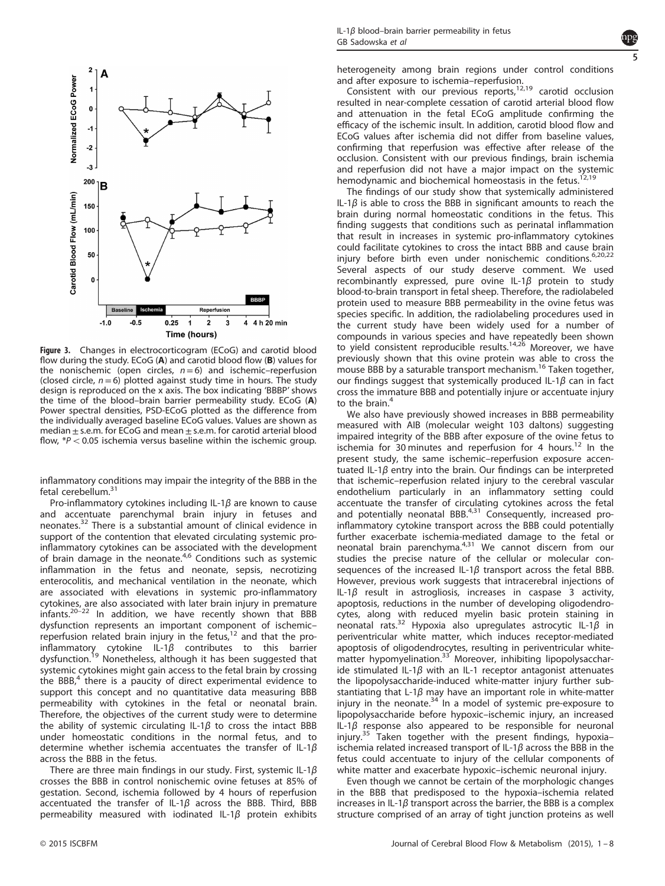Figure 3. Changes in electrocorticogram (ECoG) and carotid blood flow during the study. ECoG (**A**) and carotid blood flow (**B**) values for the nonischemic (open circles, $n = 6$) and ischemic–reperfusion (closed circle, $n = 6$) plotted against study time in hours. The study design is reproduced on the x axis. The box indicating 'BBBP' shows the time of the blood–brain barrier permeability study. ECoG (**A**) Power spectral densities, PSD-ECoG plotted as the difference from the individually averaged baseline ECoG values. Values are shown as median ± s.e.m. for ECoG and mean ± s.e.m. for carotid arterial blood flow, \*$P < 0.05$ ischemia versus baseline within the ischemic group.

inflammatory conditions may impair the integrity of the BBB in the fetal cerebellum.[31]

Pro-inflammatory cytokines including IL-1$\beta$ are known to cause and accentuate parenchymal brain injury in fetuses and neonates.[32] There is a substantial amount of clinical evidence in support of the contention that elevated circulating systemic pro-inflammatory cytokines can be associated with the development of brain damage in the neonate.[4,6] Conditions such as systemic inflammation in the fetus and neonate, sepsis, necrotizing enterocolitis, and mechanical ventilation in the neonate, which are associated with elevations in systemic pro-inflammatory cytokines, are also associated with later brain injury in premature infants.[20–22] In addition, we have recently shown that BBB dysfunction represents an important component of ischemic–reperfusion related brain injury in the fetus,[12] and that the pro-inflammatory cytokine IL-1$\beta$ contributes to this barrier dysfunction.[19] Nonetheless, although it has been suggested that systemic cytokines might gain access to the fetal brain by crossing the BBB,[4] there is a paucity of direct experimental evidence to support this concept and no quantitative data measuring BBB permeability with cytokines in the fetal or neonatal brain. Therefore, the objectives of the current study were to determine the ability of systemic circulating IL-1$\beta$ to cross the intact BBB under homeostatic conditions in the normal fetus, and to determine whether ischemia accentuates the transfer of IL-1$\beta$ across the BBB in the fetus.

There are three main findings in our study. First, systemic IL-1$\beta$ crosses the BBB in control nonischemic ovine fetuses at 85% of gestation. Second, ischemia followed by 4 hours of reperfusion accentuated the transfer of IL-1$\beta$ across the BBB. Third, BBB permeability measured with iodinated IL-1$\beta$ protein exhibits heterogeneity among brain regions under control conditions and after exposure to ischemia–reperfusion.

Consistent with our previous reports,[12,19] carotid occlusion resulted in near-complete cessation of carotid arterial blood flow and attenuation in the fetal ECoG amplitude confirming the efficacy of the ischemic insult. In addition, carotid blood flow and ECoG values after ischemia did not differ from baseline values, confirming that reperfusion was effective after release of the occlusion. Consistent with our previous findings, brain ischemia and reperfusion did not have a major impact on the systemic hemodynamic and biochemical homeostasis in the fetus.[12,19]

The findings of our study show that systemically administered IL-1$\beta$ is able to cross the BBB in significant amounts to reach the brain during normal homeostatic conditions in the fetus. This finding suggests that conditions such as perinatal inflammation that result in increases in systemic pro-inflammatory cytokines could facilitate cytokines to cross the intact BBB and cause brain injury before birth even under nonischemic conditions.[6,20,22] Several aspects of our study deserve comment. We used recombinantly expressed, pure ovine IL-1$\beta$ protein to study blood-to-brain transport in fetal sheep. Therefore, the radiolabeled protein used to measure BBB permeability in the ovine fetus was species specific. In addition, the radiolabeling procedures used in the current study have been widely used for a number of compounds in various species and have repeatedly been shown to yield consistent reproducible results.[14,26] Moreover, we have previously shown that this ovine protein was able to cross the mouse BBB by a saturable transport mechanism.[16] Taken together, our findings suggest that systemically produced IL-1$\beta$ can in fact cross the immature BBB and potentially injure or accentuate injury to the brain.[4]

We also have previously showed increases in BBB permeability measured with AIB (molecular weight 103 daltons) suggesting impaired integrity of the BBB after exposure of the ovine fetus to ischemia for 30 minutes and reperfusion for 4 hours.[12] In the present study, the same ischemic–reperfusion exposure accentuated IL-1$\beta$ entry into the brain. Our findings can be interpreted that ischemic–reperfusion related injury to the cerebral vascular endothelium particularly in an inflammatory setting could accentuate the transfer of circulating cytokines across the fetal and potentially neonatal BBB.[4,31] Consequently, increased pro-inflammatory cytokine transport across the BBB could potentially further exacerbate ischemia-mediated damage to the fetal or neonatal brain parenchyma.[4,31] We cannot discern from our studies the precise nature of the cellular or molecular consequences of the increased IL-1$\beta$ transport across the fetal BBB. However, previous work suggests that intracerebral injections of IL-1$\beta$ result in astrogliosis, increases in caspase 3 activity, apoptosis, reductions in the number of developing oligodendrocytes, along with reduced myelin basic protein staining in neonatal rats.[32] Hypoxia also upregulates astrocytic IL-1$\beta$ in periventricular white matter, which induces receptor-mediated apoptosis of oligodendrocytes, resulting in periventricular white-matter hypomyelination.[33] Moreover, inhibiting lipopolysaccharide stimulated IL-1$\beta$ with an IL-1 receptor antagonist attenuates the lipopolysaccharide-induced white-matter injury further substantiating that L-1$\beta$ may have an important role in white-matter injury in the neonate.[34] In a model of systemic pre-exposure to lipopolysaccharide before hypoxic–ischemic injury, an increased IL-1$\beta$ response also appeared to be responsible for neuronal injury.[35] Taken together with the present findings, hypoxia–ischemia related increased transport of IL-1$\beta$ across the BBB in the fetus could accentuate to injury of the cellular components of white matter and exacerbate hypoxic–ischemic neuronal injury.

Even though we cannot be certain of the morphologic changes in the BBB that predisposed to the hypoxia–ischemia related increases in IL-1$\beta$ transport across the barrier, the BBB is a complex structure comprised of an array of tight junction proteins as well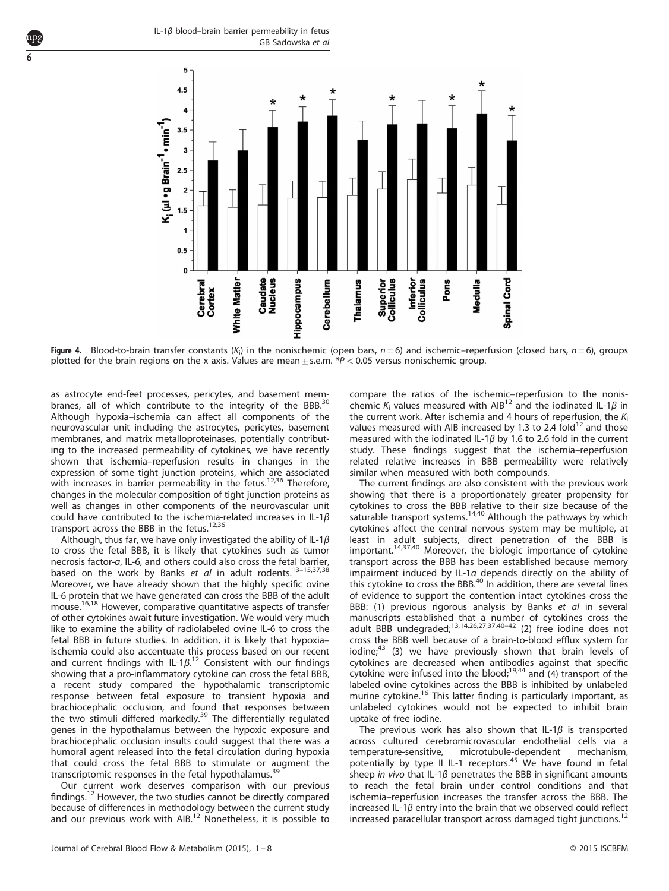Figure 4. Blood-to-brain transfer constants ($K_i$) in the nonischemic (open bars, $n = 6$) and ischemic–reperfusion (closed bars, $n = 6$), groups plotted for the brain regions on the x axis. Values are mean ± s.e.m. *$P < 0.05$ versus nonischemic group.

as astrocyte end-feet processes, pericytes, and basement membranes, all of which contribute to the integrity of the BBB.[30] Although hypoxia–ischemia can affect all components of the neurovascular unit including the astrocytes, pericytes, basement membranes, and matrix metalloproteinases, potentially contributing to the increased permeability of cytokines, we have recently shown that ischemia–reperfusion results in changes in the expression of some tight junction proteins, which are associated with increases in barrier permeability in the fetus.[12,36] Therefore, changes in the molecular composition of tight junction proteins as well as changes in other components of the neurovascular unit could have contributed to the ischemia-related increases in IL-1$\beta$ transport across the BBB in the fetus.[12,36]

Although, thus far, we have only investigated the ability of IL-1$\beta$ to cross the fetal BBB, it is likely that cytokines such as tumor necrosis factor-$\alpha$, IL-6, and others could also cross the fetal barrier, based on the work by Banks *et al* in adult rodents.[13–15,37,38] Moreover, we have already shown that the highly specific ovine IL-6 protein that we have generated can cross the BBB of the adult mouse.[16,18] However, comparative quantitative aspects of transfer of other cytokines await future investigation. We would very much like to examine the ability of radiolabeled ovine IL-6 to cross the fetal BBB in future studies. In addition, it is likely that hypoxia–ischemia could also accentuate this process based on our recent and current findings with IL-1$\beta$.[12] Consistent with our findings showing that a pro-inflammatory cytokine can cross the fetal BBB, a recent study compared the hypothalamic transcriptomic response between fetal exposure to transient hypoxia and brachiocephalic occlusion, and found that responses between the two stimuli differed markedly.[39] The differentially regulated genes in the hypothalamus between the hypoxic exposure and brachiocephalic occlusion insults could suggest that there was a humoral agent released into the fetal circulation during hypoxia that could cross the fetal BBB to stimulate or augment the transcriptomic responses in the fetal hypothalamus.[39]

Our current work deserves comparison with our previous findings.[12] However, the two studies cannot be directly compared because of differences in methodology between the current study and our previous work with AIB.[12] Nonetheless, it is possible to compare the ratios of the ischemic–reperfusion to the nonischemic $K_i$ values measured with AIB[12] and the iodinated IL-1$\beta$ in the current work. After ischemia and 4 hours of reperfusion, the $K_i$ values measured with AIB increased by 1.3 to 2.4 fold[12] and those measured with the iodinated IL-1$\beta$ by 1.6 to 2.6 fold in the current study. These findings suggest that the ischemia–reperfusion related relative increases in BBB permeability were relatively similar when measured with both compounds.

The current findings are also consistent with the previous work showing that there is a proportionately greater propensity for cytokines to cross the BBB relative to their size because of the saturable transport systems.[14,40] Although the pathways by which cytokines affect the central nervous system may be multiple, at least in adult subjects, direct penetration of the BBB is important.[14,37,40] Moreover, the biologic importance of cytokine transport across the BBB has been established because memory impairment induced by IL-1$\alpha$ depends directly on the ability of this cytokine to cross the BBB.[40] In addition, there are several lines of evidence to support the contention intact cytokines cross the BBB: (1) previous rigorous analysis by Banks *et al* in several manuscripts established that a number of cytokines cross the adult BBB undegraded;[13,14,26,27,37,40–42] (2) free iodine does not cross the BBB well because of a brain-to-blood efflux system for iodine;[43] (3) we have previously shown that brain levels of cytokines are decreased when antibodies against that specific cytokine were infused into the blood;[19,44] and (4) transport of the labeled ovine cytokines across the BBB is inhibited by unlabeled murine cytokine.[16] This latter finding is particularly important, as unlabeled cytokines would not be expected to inhibit brain uptake of free iodine.

The previous work has also shown that IL-1$\beta$ is transported across cultured cerebromicrovascular endothelial cells via a temperature-sensitive, microtubule-dependent mechanism, potentially by type II IL-1 receptors.[45] We have found in fetal sheep *in vivo* that IL-1$\beta$ penetrates the BBB in significant amounts to reach the fetal brain under control conditions and that ischemia–reperfusion increases the transfer across the BBB. The increased IL-1$\beta$ entry into the brain that we observed could reflect increased paracellular transport across damaged tight junctions.[12]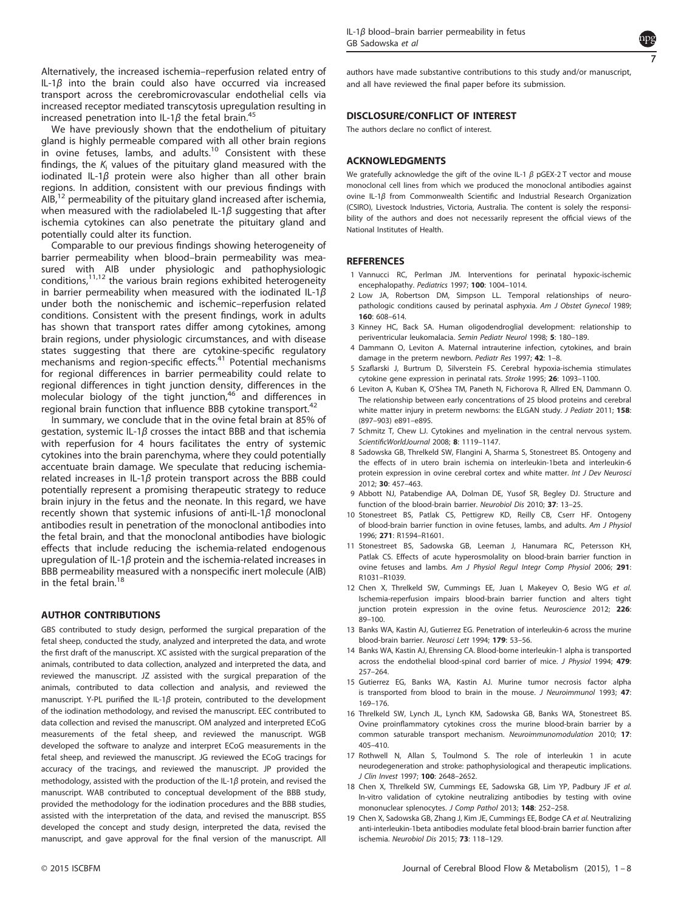Alternatively, the increased ischemia–reperfusion related entry of IL-1$\beta$ into the brain could also have occurred via increased transport across the cerebromicrovascular endothelial cells via increased receptor mediated transcytosis upregulation resulting in increased penetration into IL-1$\beta$ the fetal brain.[45]

We have previously shown that the endothelium of pituitary gland is highly permeable compared with all other brain regions in ovine fetuses, lambs, and adults.[10] Consistent with these findings, the $K_i$ values of the pituitary gland measured with the iodinated IL-1$\beta$ protein were also higher than all other brain regions. In addition, consistent with our previous findings with AIB,[12] permeability of the pituitary gland increased after ischemia, when measured with the radiolabeled IL-1$\beta$ suggesting that after ischemia cytokines can also penetrate the pituitary gland and potentially could alter its function.

Comparable to our previous findings showing heterogeneity of barrier permeability when blood–brain permeability was measured with AIB under physiologic and pathophysiologic conditions,[11,12] the various brain regions exhibited heterogeneity in barrier permeability when measured with the iodinated IL-1$\beta$ under both the nonischemic and ischemic–reperfusion related conditions. Consistent with the present findings, work in adults has shown that transport rates differ among cytokines, among brain regions, under physiologic circumstances, and with disease states suggesting that there are cytokine-specific regulatory mechanisms and region-specific effects.[41] Potential mechanisms for regional differences in barrier permeability could relate to regional differences in tight junction density, differences in the molecular biology of the tight junction,[46] and differences in regional brain function that influence BBB cytokine transport.[42]

In summary, we conclude that in the ovine fetal brain at 85% of gestation, systemic IL-1$\beta$ crosses the intact BBB and that ischemia with reperfusion for 4 hours facilitates the entry of systemic cytokines into the brain parenchyma, where they could potentially accentuate brain damage. We speculate that reducing ischemia-related increases in IL-1$\beta$ protein transport across the BBB could potentially represent a promising therapeutic strategy to reduce brain injury in the fetus and the neonate. In this regard, we have recently shown that systemic infusions of anti-IL-1$\beta$ monoclonal antibodies result in penetration of the monoclonal antibodies into the fetal brain, and that the monoclonal antibodies have biologic effects that include reducing the ischemia-related endogenous upregulation of IL-1$\beta$ protein and the ischemia-related increases in BBB permeability measured with a nonspecific inert molecule (AIB) in the fetal brain.[18]

## AUTHOR CONTRIBUTIONS

GBS contributed to study design, performed the surgical preparation of the fetal sheep, conducted the study, analyzed and interpreted the data, and wrote the first draft of the manuscript. XC assisted with the surgical preparation of the animals, contributed to data collection, analyzed and interpreted the data, and reviewed the manuscript. JZ assisted with the surgical preparation of the animals, contributed to data collection and analysis, and reviewed the manuscript. Y-PL purified the IL-1$\beta$ protein, contributed to the development of the iodination methodology, and revised the manuscript. EEC contributed to data collection and revised the manuscript. OM analyzed and interpreted ECoG measurements of the fetal sheep, and reviewed the manuscript. WGB developed the software to analyze and interpret ECoG measurements in the fetal sheep, and reviewed the manuscript. JG reviewed the ECoG tracings for accuracy of the tracings, and reviewed the manuscript. JP provided the methodology, assisted with the production of the IL-1$\beta$ protein, and revised the manuscript. WAB contributed to conceptual development of the BBB study, provided the methodology for the iodination procedures and the BBB studies, assisted with the interpretation of the data, and revised the manuscript. BSS developed the concept and study design, interpreted the data, revised the manuscript, and gave approval for the final version of the manuscript. All authors have made substantive contributions to this study and/or manuscript, and all have reviewed the final paper before its submission.

## DISCLOSURE/CONFLICT OF INTEREST

The authors declare no conflict of interest.

## ACKNOWLEDGMENTS

We gratefully acknowledge the gift of the ovine IL-1 $\beta$ pGEX-2 T vector and mouse monoclonal cell lines from which we produced the monoclonal antibodies against ovine IL-1$\beta$ from Commonwealth Scientific and Industrial Research Organization (CSIRO), Livestock Industries, Victoria, Australia. The content is solely the responsibility of the authors and does not necessarily represent the official views of the National Institutes of Health.

## REFERENCES

1 Vannucci RC, Perlman JM. Interventions for perinatal hypoxic-ischemic encephalopathy. *Pediatrics* 1997; **100**: 1004–1014.

2 Low JA, Robertson DM, Simpson LL. Temporal relationships of neuropathologic conditions caused by perinatal asphyxia. *Am J Obstet Gynecol* 1989; **160**: 608–614.

3 Kinney HC, Back SA. Human oligodendroglial development: relationship to periventricular leukomalacia. *Semin Pediatr Neurol* 1998; **5**: 180–189.

4 Dammann O, Leviton A. Maternal intrauterine infection, cytokines, and brain damage in the preterm newborn. *Pediatr Res* 1997; **42**: 1–8.

5 Szaflarski J, Burtrum D, Silverstein FS. Cerebral hypoxia-ischemia stimulates cytokine gene expression in perinatal rats. *Stroke* 1995; **26**: 1093–1100.

6 Leviton A, Kuban K, O'Shea TM, Paneth N, Fichorova R, Allred EN, Dammann O. The relationship between early concentrations of 25 blood proteins and cerebral white matter injury in preterm newborns: the ELGAN study. *J Pediatr* 2011; **158**: (897–903) e891–e895.

7 Schmitz T, Chew LJ. Cytokines and myelination in the central nervous system. *ScientificWorldJournal* 2008; **8**: 1119–1147.

8 Sadowska GB, Threlkeld SW, Flangini A, Sharma S, Stonestreet BS. Ontogeny and the effects of in utero brain ischemia on interleukin-1beta and interleukin-6 protein expression in ovine cerebral cortex and white matter. *Int J Dev Neurosci* 2012; **30**: 457–463.

9 Abbott NJ, Patabendige AA, Dolman DE, Yusof SR, Begley DJ. Structure and function of the blood-brain barrier. *Neurobiol Dis* 2010; **37**: 13–25.

10 Stonestreet BS, Patlak CS, Pettigrew KD, Reilly CB, Cserr HF. Ontogeny of blood-brain barrier function in ovine fetuses, lambs, and adults. *Am J Physiol* 1996; **271**: R1594–R1601.

11 Stonestreet BS, Sadowska GB, Leeman J, Hanumara RC, Petersson KH, Patlak CS. Effects of acute hyperosmolality on blood-brain barrier function in ovine fetuses and lambs. *Am J Physiol Regul Integr Comp Physiol* 2006; **291**: R1031–R1039.

12 Chen X, Threlkeld SW, Cummings EE, Juan I, Makeyev O, Besio WG *et al.* Ischemia-reperfusion impairs blood-brain barrier function and alters tight junction protein expression in the ovine fetus. *Neuroscience* 2012; **226**: 89–100.

13 Banks WA, Kastin AJ, Gutierrez EG. Penetration of interleukin-6 across the murine blood-brain barrier. *Neurosci Lett* 1994; **179**: 53–56.

14 Banks WA, Kastin AJ, Ehrensing CA. Blood-borne interleukin-1 alpha is transported across the endothelial blood-spinal cord barrier of mice. *J Physiol* 1994; **479**: 257–264.

15 Gutierrez EG, Banks WA, Kastin AJ. Murine tumor necrosis factor alpha is transported from blood to brain in the mouse. *J Neuroimmunol* 1993; **47**: 169–176.

16 Threlkeld SW, Lynch JL, Lynch KM, Sadowska GB, Banks WA, Stonestreet BS. Ovine proinflammatory cytokines cross the murine blood-brain barrier by a common saturable transport mechanism. *Neuroimmunomodulation* 2010; **17**: 405–410.

17 Rothwell N, Allan S, Toulmond S. The role of interleukin 1 in acute neurodegeneration and stroke: pathophysiological and therapeutic implications. *J Clin Invest* 1997; **100**: 2648–2652.

18 Chen X, Threlkeld SW, Cummings EE, Sadowska GB, Lim YP, Padbury JF *et al.* In-vitro validation of cytokine neutralizing antibodies by testing with ovine mononuclear splenocytes. *J Comp Pathol* 2013; **148**: 252–258.

19 Chen X, Sadowska GB, Zhang J, Kim JE, Cummings EE, Bodge CA *et al.* Neutralizing anti-interleukin-1beta antibodies modulate fetal blood-brain barrier function after ischemia. *Neurobiol Dis* 2015; **73**: 118–129.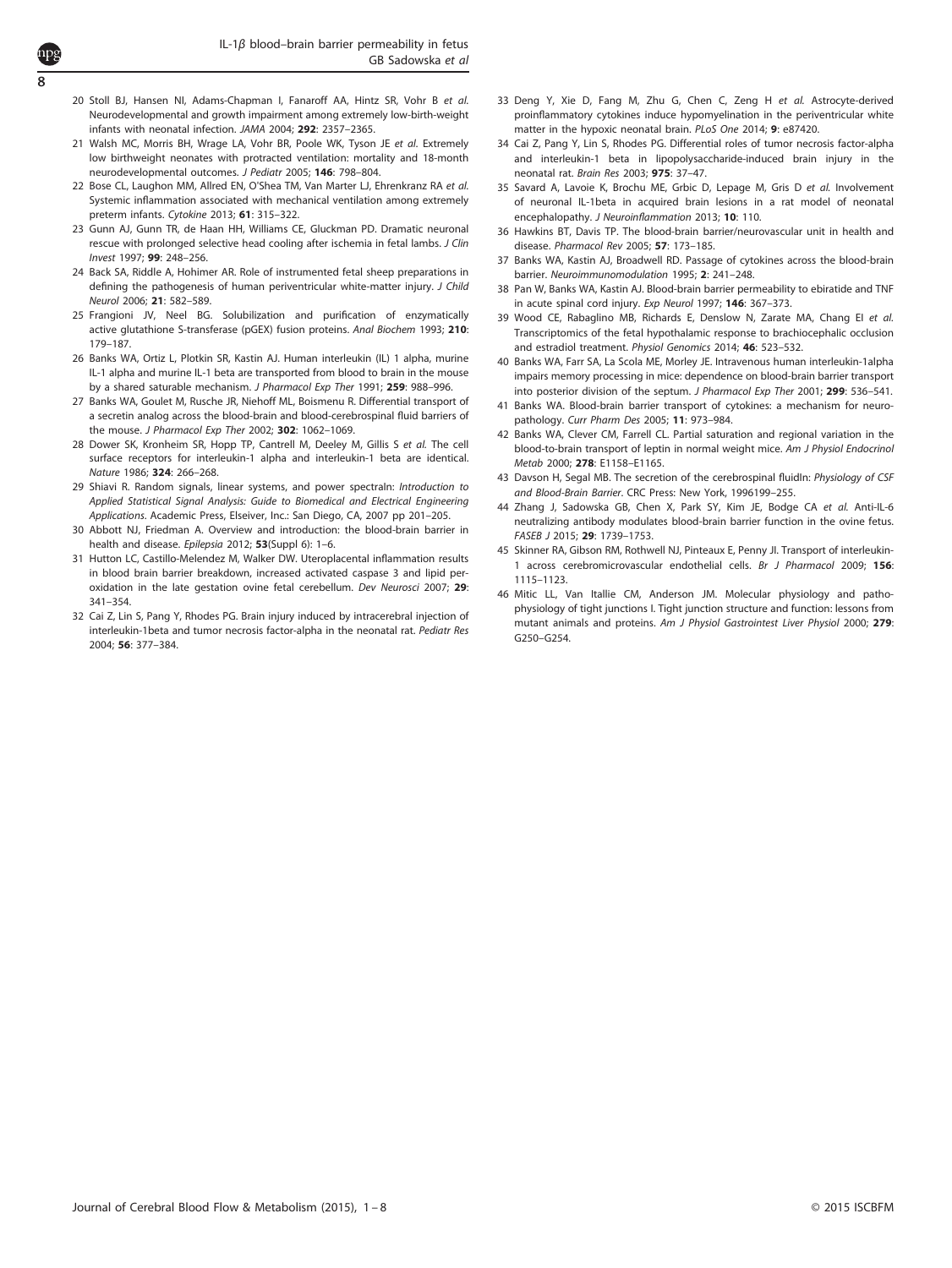20 Stoll BJ, Hansen NI, Adams-Chapman I, Fanaroff AA, Hintz SR, Vohr B *et al.* Neurodevelopmental and growth impairment among extremely low-birth-weight infants with neonatal infection. *JAMA* 2004; **292**: 2357–2365.

21 Walsh MC, Morris BH, Wrage LA, Vohr BR, Poole WK, Tyson JE *et al.* Extremely low birthweight neonates with protracted ventilation: mortality and 18-month neurodevelopmental outcomes. *J Pediatr* 2005; **146**: 798–804.

22 Bose CL, Laughon MM, Allred EN, O'Shea TM, Van Marter LJ, Ehrenkranz RA *et al.* Systemic inflammation associated with mechanical ventilation among extremely preterm infants. *Cytokine* 2013; **61**: 315–322.

23 Gunn AJ, Gunn TR, de Haan HH, Williams CE, Gluckman PD. Dramatic neuronal rescue with prolonged selective head cooling after ischemia in fetal lambs. *J Clin Invest* 1997; **99**: 248–256.

24 Back SA, Riddle A, Hohimer AR. Role of instrumented fetal sheep preparations in defining the pathogenesis of human periventricular white-matter injury. *J Child Neurol* 2006; **21**: 582–589.

25 Frangioni JV, Neel BG. Solubilization and purification of enzymatically active glutathione S-transferase (pGEX) fusion proteins. *Anal Biochem* 1993; **210**: 179–187.

26 Banks WA, Ortiz L, Plotkin SR, Kastin AJ. Human interleukin (IL) 1 alpha, murine IL-1 alpha and murine IL-1 beta are transported from blood to brain in the mouse by a shared saturable mechanism. *J Pharmacol Exp Ther* 1991; **259**: 988–996.

27 Banks WA, Goulet M, Rusche JR, Niehoff ML, Boismenu R. Differential transport of a secretin analog across the blood-brain and blood-cerebrospinal fluid barriers of the mouse. *J Pharmacol Exp Ther* 2002; **302**: 1062–1069.

28 Dower SK, Kronheim SR, Hopp TP, Cantrell M, Deeley M, Gillis S *et al.* The cell surface receptors for interleukin-1 alpha and interleukin-1 beta are identical. *Nature* 1986; **324**: 266–268.

29 Shiavi R. Random signals, linear systems, and power spectraIn: *Introduction to Applied Statistical Signal Analysis: Guide to Biomedical and Electrical Engineering Applications*. Academic Press, Elseiver, Inc.: San Diego, CA, 2007 pp 201–205.

30 Abbott NJ, Friedman A. Overview and introduction: the blood-brain barrier in health and disease. *Epilepsia* 2012; **53**(Suppl 6): 1–6.

31 Hutton LC, Castillo-Melendez M, Walker DW. Uteroplacental inflammation results in blood brain barrier breakdown, increased activated caspase 3 and lipid peroxidation in the late gestation ovine fetal cerebellum. *Dev Neurosci* 2007; **29**: 341–354.

32 Cai Z, Lin S, Pang Y, Rhodes PG. Brain injury induced by intracerebral injection of interleukin-1beta and tumor necrosis factor-alpha in the neonatal rat. *Pediatr Res* 2004; **56**: 377–384.

33 Deng Y, Xie D, Fang M, Zhu G, Chen C, Zeng H *et al.* Astrocyte-derived proinflammatory cytokines induce hypomyelination in the periventricular white matter in the hypoxic neonatal brain. *PLoS One* 2014; **9**: e87420.

34 Cai Z, Pang Y, Lin S, Rhodes PG. Differential roles of tumor necrosis factor-alpha and interleukin-1 beta in lipopolysaccharide-induced brain injury in the neonatal rat. *Brain Res* 2003; **975**: 37–47.

35 Savard A, Lavoie K, Brochu ME, Grbic D, Lepage M, Gris D *et al.* Involvement of neuronal IL-1beta in acquired brain lesions in a rat model of neonatal encephalopathy. *J Neuroinflammation* 2013; **10**: 110.

36 Hawkins BT, Davis TP. The blood-brain barrier/neurovascular unit in health and disease. *Pharmacol Rev* 2005; **57**: 173–185.

37 Banks WA, Kastin AJ, Broadwell RD. Passage of cytokines across the blood-brain barrier. *Neuroimmunomodulation* 1995; **2**: 241–248.

38 Pan W, Banks WA, Kastin AJ. Blood-brain barrier permeability to ebiratide and TNF in acute spinal cord injury. *Exp Neurol* 1997; **146**: 367–373.

39 Wood CE, Rabaglino MB, Richards E, Denslow N, Zarate MA, Chang EI *et al.* Transcriptomics of the fetal hypothalamic response to brachiocephalic occlusion and estradiol treatment. *Physiol Genomics* 2014; **46**: 523–532.

40 Banks WA, Farr SA, La Scola ME, Morley JE. Intravenous human interleukin-1alpha impairs memory processing in mice: dependence on blood-brain barrier transport into posterior division of the septum. *J Pharmacol Exp Ther* 2001; **299**: 536–541.

41 Banks WA. Blood-brain barrier transport of cytokines: a mechanism for neuropathology. *Curr Pharm Des* 2005; **11**: 973–984.

42 Banks WA, Clever CM, Farrell CL. Partial saturation and regional variation in the blood-to-brain transport of leptin in normal weight mice. *Am J Physiol Endocrinol Metab* 2000; **278**: E1158–E1165.

43 Davson H, Segal MB. The secretion of the cerebrospinal fluidIn: *Physiology of CSF and Blood-Brain Barrier*. CRC Press: New York, 1996199–255.

44 Zhang J, Sadowska GB, Chen X, Park SY, Kim JE, Bodge CA *et al.* Anti-IL-6 neutralizing antibody modulates blood-brain barrier function in the ovine fetus. *FASEB J* 2015; **29**: 1739–1753.

45 Skinner RA, Gibson RM, Rothwell NJ, Pinteaux E, Penny JI. Transport of interleukin-1 across cerebromicrovascular endothelial cells. *Br J Pharmacol* 2009; **156**: 1115–1123.

46 Mitic LL, Van Itallie CM, Anderson JM. Molecular physiology and pathophysiology of tight junctions I. Tight junction structure and function: lessons from mutant animals and proteins. *Am J Physiol Gastrointest Liver Physiol* 2000; **279**: G250–G254.